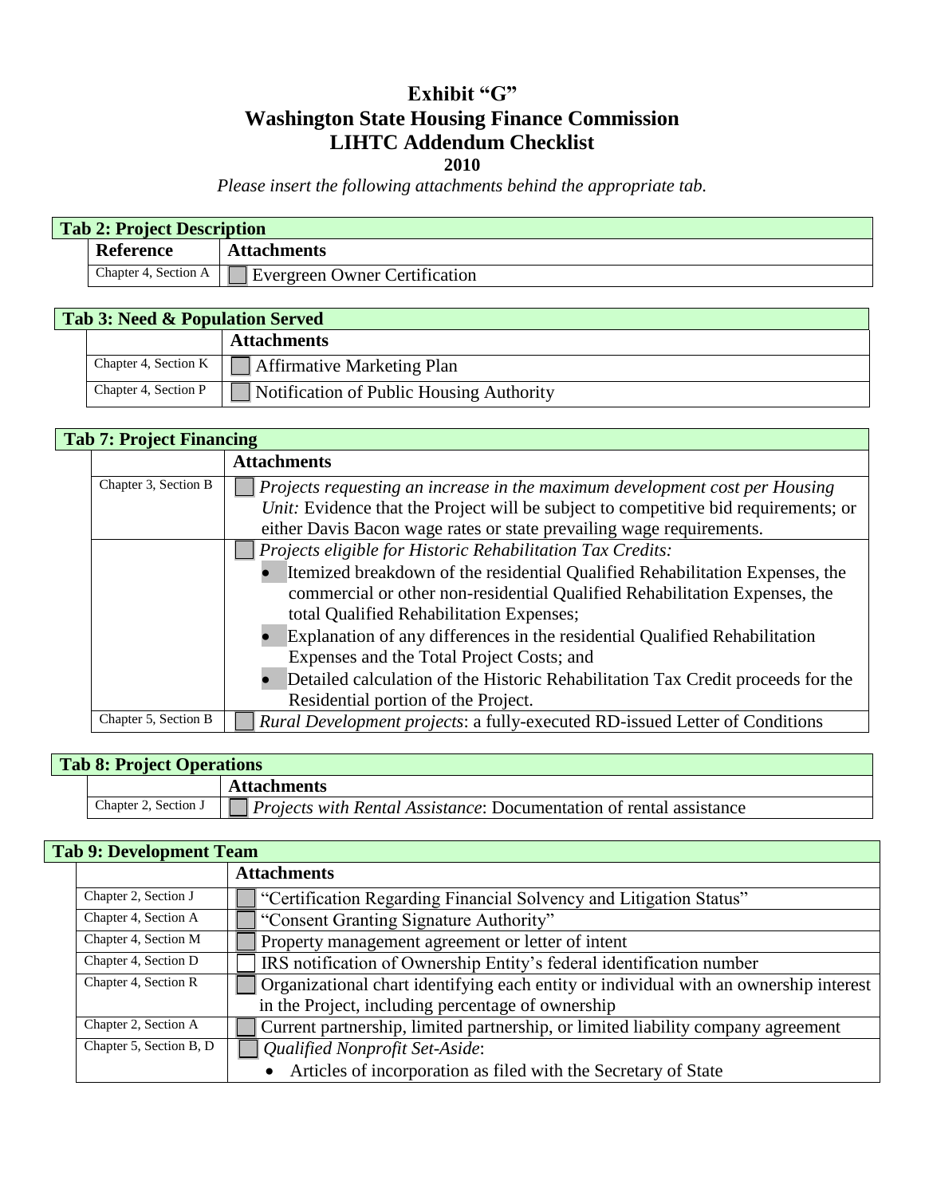# Exhibit "G"
# Washington State Housing Finance Commission
# LIHTC Addendum Checklist
**2010**

*Please insert the following attachments behind the appropriate tab.*

| **Tab 2: Project Description** | |
|---|---|
| **Reference** | **Attachments** |
| Chapter 4, Section A | ☐ Evergreen Owner Certification |

| **Tab 3: Need & Population Served** | |
|---|---|
| | **Attachments** |
| Chapter 4, Section K | ☐ Affirmative Marketing Plan |
| Chapter 4, Section P | ☐ Notification of Public Housing Authority |

| **Tab 7: Project Financing** | |
|---|---|
| | **Attachments** |
| Chapter 3, Section B | ☐ *Projects requesting an increase in the maximum development cost per Housing Unit:* Evidence that the Project will be subject to competitive bid requirements; or either Davis Bacon wage rates or state prevailing wage requirements. |
| | ☐ *Projects eligible for Historic Rehabilitation Tax Credits:* <br>• Itemized breakdown of the residential Qualified Rehabilitation Expenses, the commercial or other non-residential Qualified Rehabilitation Expenses, the total Qualified Rehabilitation Expenses; <br>• Explanation of any differences in the residential Qualified Rehabilitation Expenses and the Total Project Costs; and <br>• Detailed calculation of the Historic Rehabilitation Tax Credit proceeds for the Residential portion of the Project. |
| Chapter 5, Section B | ☐ *Rural Development projects*: a fully-executed RD-issued Letter of Conditions |

| **Tab 8: Project Operations** | |
|---|---|
| | **Attachments** |
| Chapter 2, Section J | ☐ *Projects with Rental Assistance*: Documentation of rental assistance |

| **Tab 9: Development Team** | |
|---|---|
| | **Attachments** |
| Chapter 2, Section J | ☐ "Certification Regarding Financial Solvency and Litigation Status" |
| Chapter 4, Section A | ☐ "Consent Granting Signature Authority" |
| Chapter 4, Section M | ☐ Property management agreement or letter of intent |
| Chapter 4, Section D | ☐ IRS notification of Ownership Entity's federal identification number |
| Chapter 4, Section R | ☐ Organizational chart identifying each entity or individual with an ownership interest in the Project, including percentage of ownership |
| Chapter 2, Section A | ☐ Current partnership, limited partnership, or limited liability company agreement |
| Chapter 5, Section B, D | ☐ *Qualified Nonprofit Set-Aside*: <br>• Articles of incorporation as filed with the Secretary of State |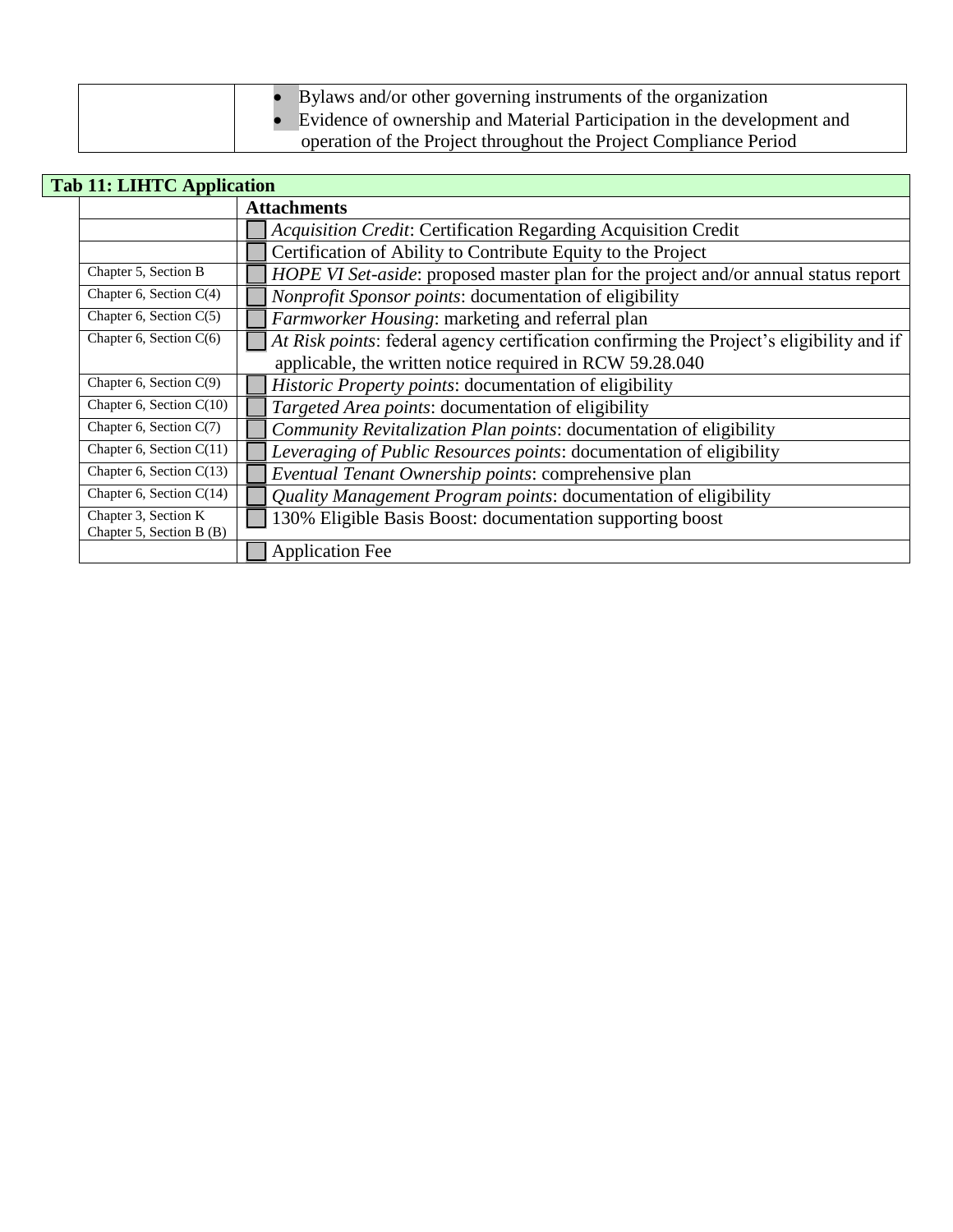| | |
|---|---|
| | • Bylaws and/or other governing instruments of the organization<br>• Evidence of ownership and Material Participation in the development and operation of the Project throughout the Project Compliance Period |

**Tab 11: LIHTC Application**

| | **Attachments** |
|---|---|
| | ☐ *Acquisition Credit*: Certification Regarding Acquisition Credit |
| | ☐ Certification of Ability to Contribute Equity to the Project |
| Chapter 5, Section B | ☐ *HOPE VI Set-aside*: proposed master plan for the project and/or annual status report |
| Chapter 6, Section C(4) | ☐ *Nonprofit Sponsor points*: documentation of eligibility |
| Chapter 6, Section C(5) | ☐ *Farmworker Housing*: marketing and referral plan |
| Chapter 6, Section C(6) | ☐ *At Risk points*: federal agency certification confirming the Project's eligibility and if applicable, the written notice required in RCW 59.28.040 |
| Chapter 6, Section C(9) | ☐ *Historic Property points*: documentation of eligibility |
| Chapter 6, Section C(10) | ☐ *Targeted Area points*: documentation of eligibility |
| Chapter 6, Section C(7) | ☐ *Community Revitalization Plan points*: documentation of eligibility |
| Chapter 6, Section C(11) | ☐ *Leveraging of Public Resources points*: documentation of eligibility |
| Chapter 6, Section C(13) | ☐ *Eventual Tenant Ownership points*: comprehensive plan |
| Chapter 6, Section C(14) | ☐ *Quality Management Program points*: documentation of eligibility |
| Chapter 3, Section K<br>Chapter 5, Section B (B) | ☐ 130% Eligible Basis Boost: documentation supporting boost |
| | ☐ Application Fee |